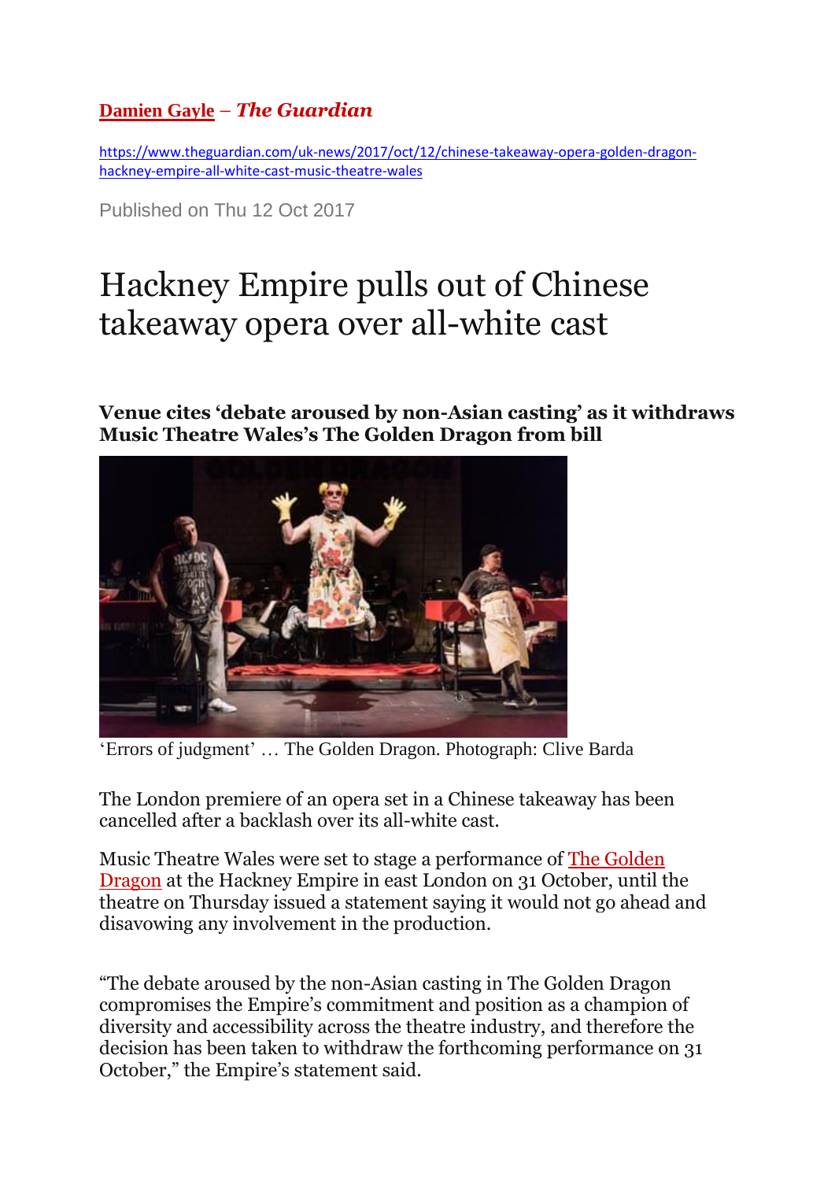**Damien Gayle** – ***The Guardian***

https://www.theguardian.com/uk-news/2017/oct/12/chinese-takeaway-opera-golden-dragon-hackney-empire-all-white-cast-music-theatre-wales

Published on Thu 12 Oct 2017

# Hackney Empire pulls out of Chinese takeaway opera over all-white cast

**Venue cites 'debate aroused by non-Asian casting' as it withdraws Music Theatre Wales's The Golden Dragon from bill**

'Errors of judgment' … The Golden Dragon. Photograph: Clive Barda

The London premiere of an opera set in a Chinese takeaway has been cancelled after a backlash over its all-white cast.

Music Theatre Wales were set to stage a performance of The Golden Dragon at the Hackney Empire in east London on 31 October, until the theatre on Thursday issued a statement saying it would not go ahead and disavowing any involvement in the production.

"The debate aroused by the non-Asian casting in The Golden Dragon compromises the Empire's commitment and position as a champion of diversity and accessibility across the theatre industry, and therefore the decision has been taken to withdraw the forthcoming performance on 31 October," the Empire's statement said.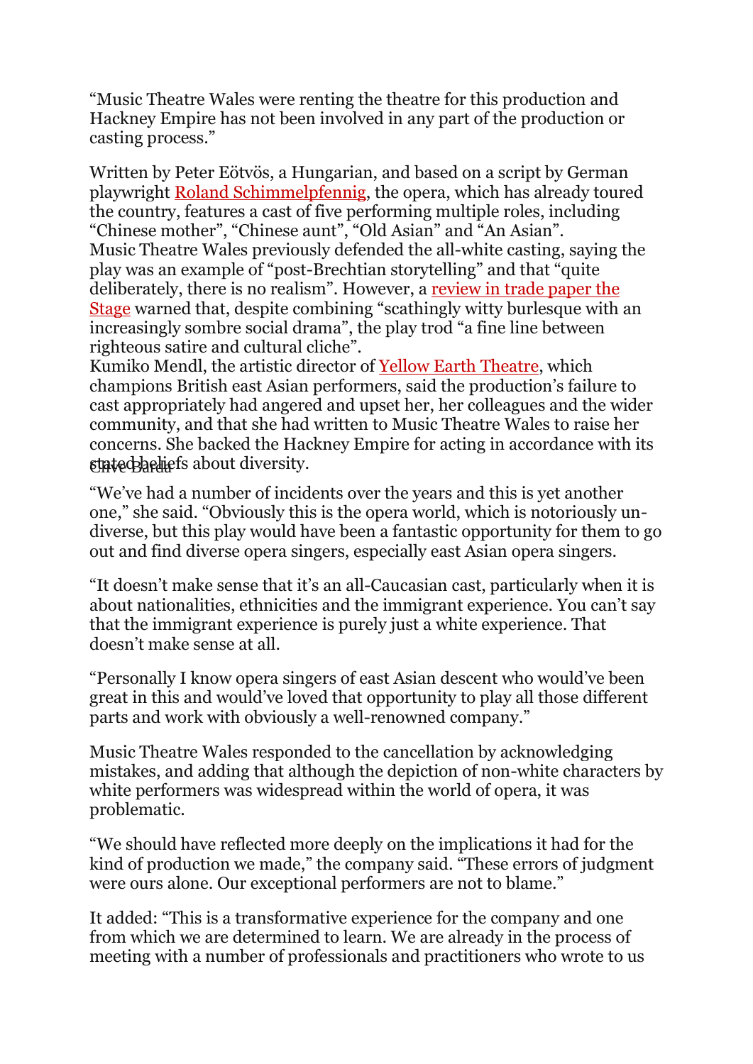"Music Theatre Wales were renting the theatre for this production and Hackney Empire has not been involved in any part of the production or casting process."

Written by Peter Eötvös, a Hungarian, and based on a script by German playwright Roland Schimmelpfennig, the opera, which has already toured the country, features a cast of five performing multiple roles, including "Chinese mother", "Chinese aunt", "Old Asian" and "An Asian".
Music Theatre Wales previously defended the all-white casting, saying the play was an example of "post-Brechtian storytelling" and that "quite deliberately, there is no realism". However, a review in trade paper the Stage warned that, despite combining "scathingly witty burlesque with an increasingly sombre social drama", the play trod "a fine line between righteous satire and cultural cliche".
Kumiko Mendl, the artistic director of Yellow Earth Theatre, which champions British east Asian performers, said the production's failure to cast appropriately had angered and upset her, her colleagues and the wider community, and that she had written to Music Theatre Wales to raise her concerns. She backed the Hackney Empire for acting in accordance with its stated beliefs about diversity.
Clive Barda

"We've had a number of incidents over the years and this is yet another one," she said. "Obviously this is the opera world, which is notoriously un-diverse, but this play would have been a fantastic opportunity for them to go out and find diverse opera singers, especially east Asian opera singers.

"It doesn't make sense that it's an all-Caucasian cast, particularly when it is about nationalities, ethnicities and the immigrant experience. You can't say that the immigrant experience is purely just a white experience. That doesn't make sense at all.

"Personally I know opera singers of east Asian descent who would've been great in this and would've loved that opportunity to play all those different parts and work with obviously a well-renowned company."

Music Theatre Wales responded to the cancellation by acknowledging mistakes, and adding that although the depiction of non-white characters by white performers was widespread within the world of opera, it was problematic.

"We should have reflected more deeply on the implications it had for the kind of production we made," the company said. "These errors of judgment were ours alone. Our exceptional performers are not to blame."

It added: "This is a transformative experience for the company and one from which we are determined to learn. We are already in the process of meeting with a number of professionals and practitioners who wrote to us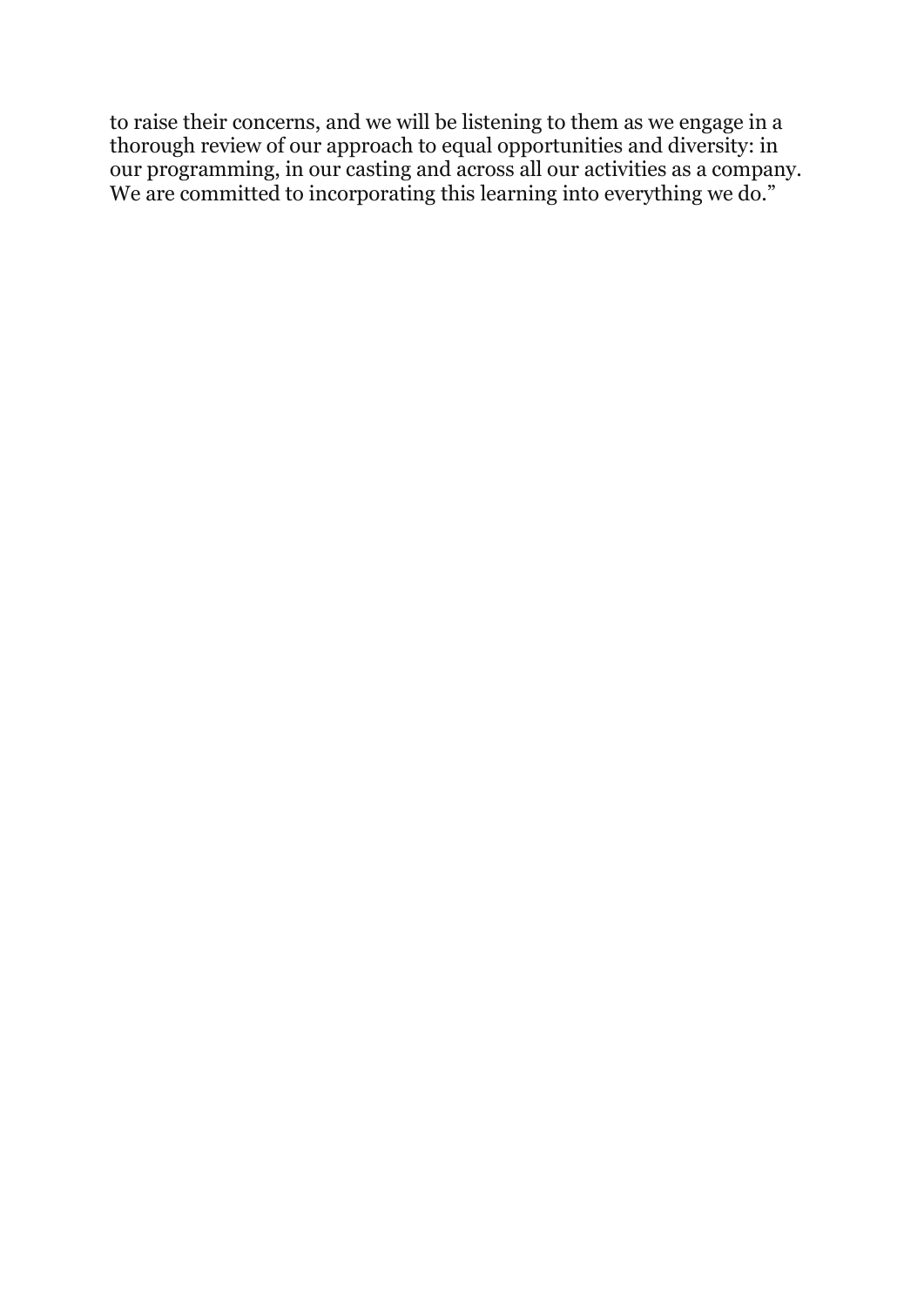to raise their concerns, and we will be listening to them as we engage in a thorough review of our approach to equal opportunities and diversity: in our programming, in our casting and across all our activities as a company. We are committed to incorporating this learning into everything we do."